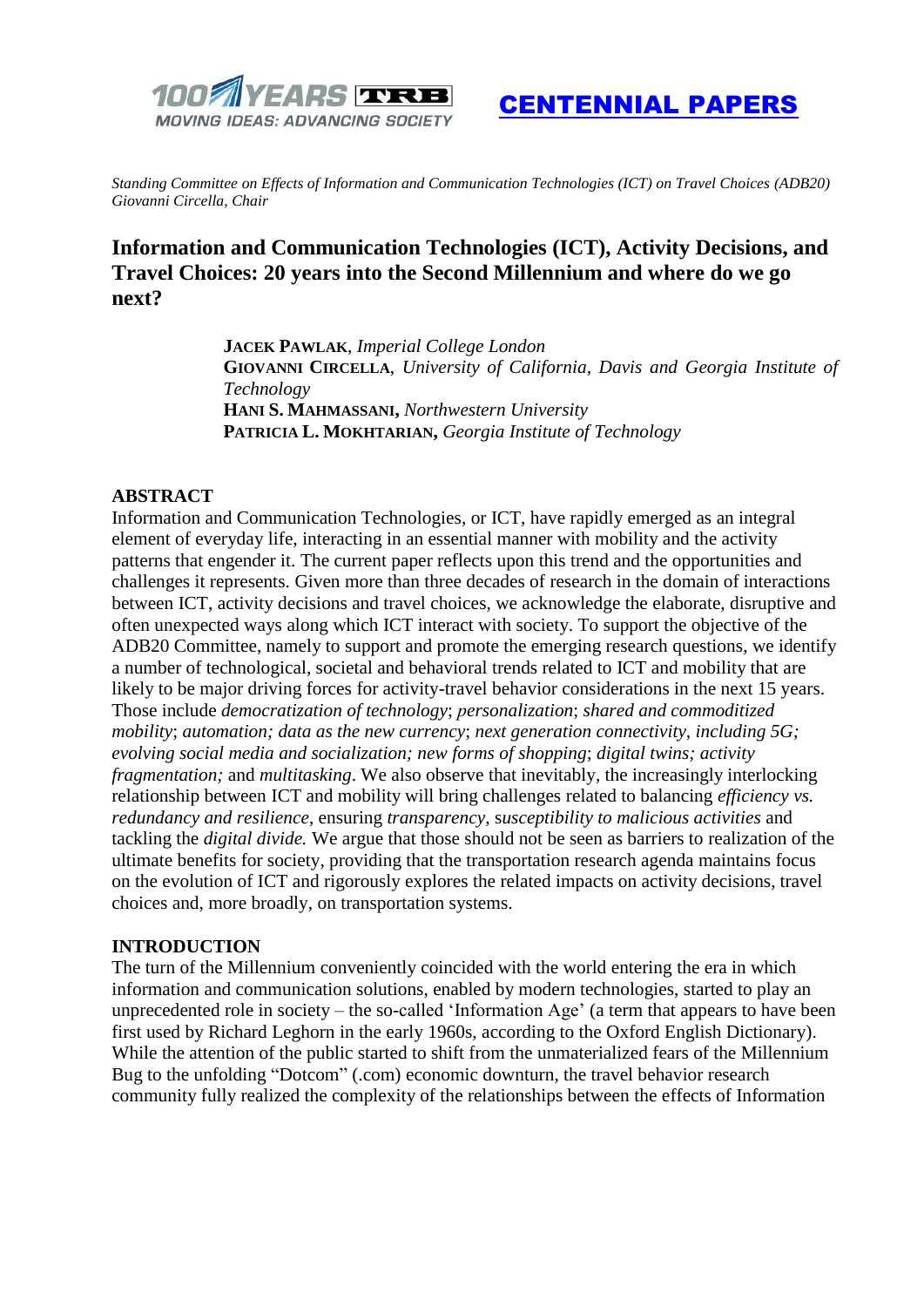**CENTENNIAL PAPERS**

*Standing Committee on Effects of Information and Communication Technologies (ICT) on Travel Choices (ADB20)*
*Giovanni Circella, Chair*

# Information and Communication Technologies (ICT), Activity Decisions, and Travel Choices: 20 years into the Second Millennium and where do we go next?

**JACEK PAWLAK**, *Imperial College London*
**GIOVANNI CIRCELLA**, *University of California, Davis and Georgia Institute of Technology*
**HANI S. MAHMASSANI,** *Northwestern University*
**PATRICIA L. MOKHTARIAN,** *Georgia Institute of Technology*

## ABSTRACT

Information and Communication Technologies, or ICT, have rapidly emerged as an integral element of everyday life, interacting in an essential manner with mobility and the activity patterns that engender it. The current paper reflects upon this trend and the opportunities and challenges it represents. Given more than three decades of research in the domain of interactions between ICT, activity decisions and travel choices, we acknowledge the elaborate, disruptive and often unexpected ways along which ICT interact with society. To support the objective of the ADB20 Committee, namely to support and promote the emerging research questions, we identify a number of technological, societal and behavioral trends related to ICT and mobility that are likely to be major driving forces for activity-travel behavior considerations in the next 15 years. Those include *democratization of technology*; *personalization*; *shared and commoditized mobility*; *automation; data as the new currency*; *next generation connectivity, including 5G; evolving social media and socialization; new forms of shopping*; *digital twins; activity fragmentation;* and *multitasking*. We also observe that inevitably, the increasingly interlocking relationship between ICT and mobility will bring challenges related to balancing *efficiency vs. redundancy and resilience*, ensuring *transparency*, s*usceptibility to malicious activities* and tackling the *digital divide.* We argue that those should not be seen as barriers to realization of the ultimate benefits for society, providing that the transportation research agenda maintains focus on the evolution of ICT and rigorously explores the related impacts on activity decisions, travel choices and, more broadly, on transportation systems.

## INTRODUCTION

The turn of the Millennium conveniently coincided with the world entering the era in which information and communication solutions, enabled by modern technologies, started to play an unprecedented role in society – the so-called 'Information Age' (a term that appears to have been first used by Richard Leghorn in the early 1960s, according to the Oxford English Dictionary). While the attention of the public started to shift from the unmaterialized fears of the Millennium Bug to the unfolding "Dotcom" (.com) economic downturn, the travel behavior research community fully realized the complexity of the relationships between the effects of Information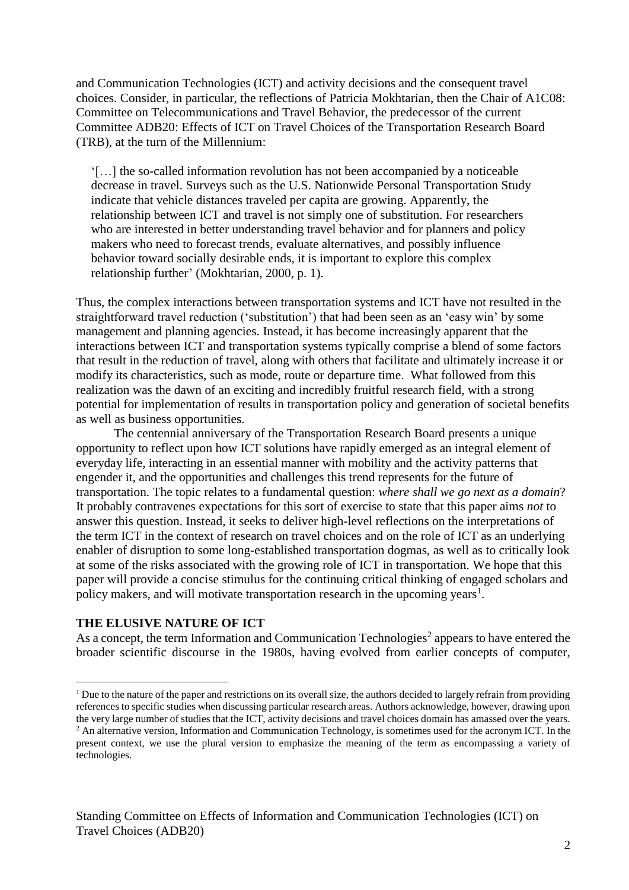and Communication Technologies (ICT) and activity decisions and the consequent travel choices. Consider, in particular, the reflections of Patricia Mokhtarian, then the Chair of A1C08: Committee on Telecommunications and Travel Behavior, the predecessor of the current Committee ADB20: Effects of ICT on Travel Choices of the Transportation Research Board (TRB), at the turn of the Millennium:

> '[…] the so-called information revolution has not been accompanied by a noticeable decrease in travel. Surveys such as the U.S. Nationwide Personal Transportation Study indicate that vehicle distances traveled per capita are growing. Apparently, the relationship between ICT and travel is not simply one of substitution. For researchers who are interested in better understanding travel behavior and for planners and policy makers who need to forecast trends, evaluate alternatives, and possibly influence behavior toward socially desirable ends, it is important to explore this complex relationship further' (Mokhtarian, 2000, p. 1).

Thus, the complex interactions between transportation systems and ICT have not resulted in the straightforward travel reduction ('substitution') that had been seen as an 'easy win' by some management and planning agencies. Instead, it has become increasingly apparent that the interactions between ICT and transportation systems typically comprise a blend of some factors that result in the reduction of travel, along with others that facilitate and ultimately increase it or modify its characteristics, such as mode, route or departure time. What followed from this realization was the dawn of an exciting and incredibly fruitful research field, with a strong potential for implementation of results in transportation policy and generation of societal benefits as well as business opportunities.

The centennial anniversary of the Transportation Research Board presents a unique opportunity to reflect upon how ICT solutions have rapidly emerged as an integral element of everyday life, interacting in an essential manner with mobility and the activity patterns that engender it, and the opportunities and challenges this trend represents for the future of transportation. The topic relates to a fundamental question: *where shall we go next as a domain*? It probably contravenes expectations for this sort of exercise to state that this paper aims *not* to answer this question. Instead, it seeks to deliver high-level reflections on the interpretations of the term ICT in the context of research on travel choices and on the role of ICT as an underlying enabler of disruption to some long-established transportation dogmas, as well as to critically look at some of the risks associated with the growing role of ICT in transportation. We hope that this paper will provide a concise stimulus for the continuing critical thinking of engaged scholars and policy makers, and will motivate transportation research in the upcoming years[1].

## THE ELUSIVE NATURE OF ICT

As a concept, the term Information and Communication Technologies[2] appears to have entered the broader scientific discourse in the 1980s, having evolved from earlier concepts of computer,

---

[1] Due to the nature of the paper and restrictions on its overall size, the authors decided to largely refrain from providing references to specific studies when discussing particular research areas. Authors acknowledge, however, drawing upon the very large number of studies that the ICT, activity decisions and travel choices domain has amassed over the years.

[2] An alternative version, Information and Communication Technology, is sometimes used for the acronym ICT. In the present context, we use the plural version to emphasize the meaning of the term as encompassing a variety of technologies.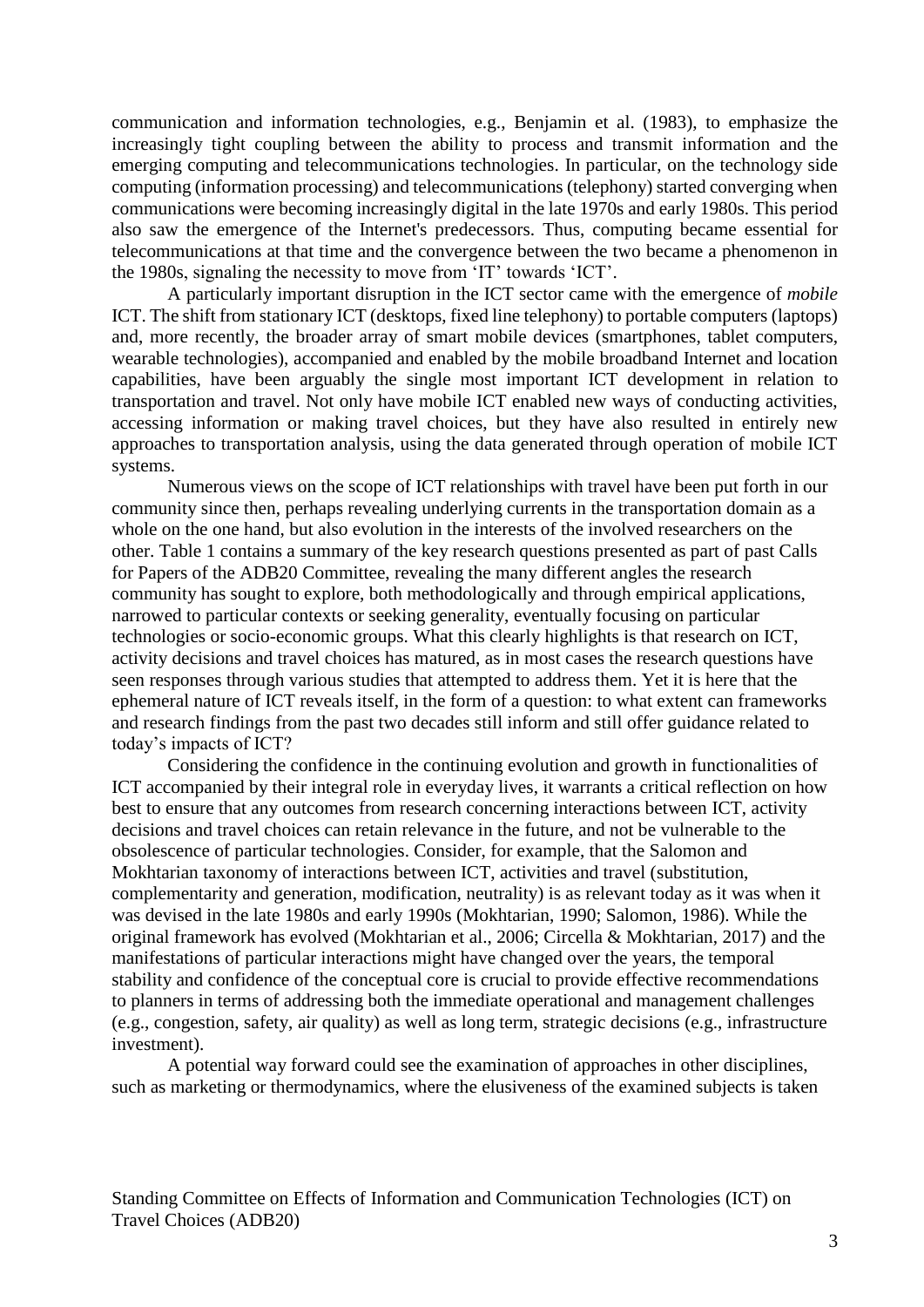communication and information technologies, e.g., Benjamin et al. (1983), to emphasize the increasingly tight coupling between the ability to process and transmit information and the emerging computing and telecommunications technologies. In particular, on the technology side computing (information processing) and telecommunications (telephony) started converging when communications were becoming increasingly digital in the late 1970s and early 1980s. This period also saw the emergence of the Internet's predecessors. Thus, computing became essential for telecommunications at that time and the convergence between the two became a phenomenon in the 1980s, signaling the necessity to move from 'IT' towards 'ICT'.

A particularly important disruption in the ICT sector came with the emergence of *mobile* ICT. The shift from stationary ICT (desktops, fixed line telephony) to portable computers (laptops) and, more recently, the broader array of smart mobile devices (smartphones, tablet computers, wearable technologies), accompanied and enabled by the mobile broadband Internet and location capabilities, have been arguably the single most important ICT development in relation to transportation and travel. Not only have mobile ICT enabled new ways of conducting activities, accessing information or making travel choices, but they have also resulted in entirely new approaches to transportation analysis, using the data generated through operation of mobile ICT systems.

Numerous views on the scope of ICT relationships with travel have been put forth in our community since then, perhaps revealing underlying currents in the transportation domain as a whole on the one hand, but also evolution in the interests of the involved researchers on the other. Table 1 contains a summary of the key research questions presented as part of past Calls for Papers of the ADB20 Committee, revealing the many different angles the research community has sought to explore, both methodologically and through empirical applications, narrowed to particular contexts or seeking generality, eventually focusing on particular technologies or socio-economic groups. What this clearly highlights is that research on ICT, activity decisions and travel choices has matured, as in most cases the research questions have seen responses through various studies that attempted to address them. Yet it is here that the ephemeral nature of ICT reveals itself, in the form of a question: to what extent can frameworks and research findings from the past two decades still inform and still offer guidance related to today's impacts of ICT?

Considering the confidence in the continuing evolution and growth in functionalities of ICT accompanied by their integral role in everyday lives, it warrants a critical reflection on how best to ensure that any outcomes from research concerning interactions between ICT, activity decisions and travel choices can retain relevance in the future, and not be vulnerable to the obsolescence of particular technologies. Consider, for example, that the Salomon and Mokhtarian taxonomy of interactions between ICT, activities and travel (substitution, complementarity and generation, modification, neutrality) is as relevant today as it was when it was devised in the late 1980s and early 1990s (Mokhtarian, 1990; Salomon, 1986). While the original framework has evolved (Mokhtarian et al., 2006; Circella & Mokhtarian, 2017) and the manifestations of particular interactions might have changed over the years, the temporal stability and confidence of the conceptual core is crucial to provide effective recommendations to planners in terms of addressing both the immediate operational and management challenges (e.g., congestion, safety, air quality) as well as long term, strategic decisions (e.g., infrastructure investment).

A potential way forward could see the examination of approaches in other disciplines, such as marketing or thermodynamics, where the elusiveness of the examined subjects is taken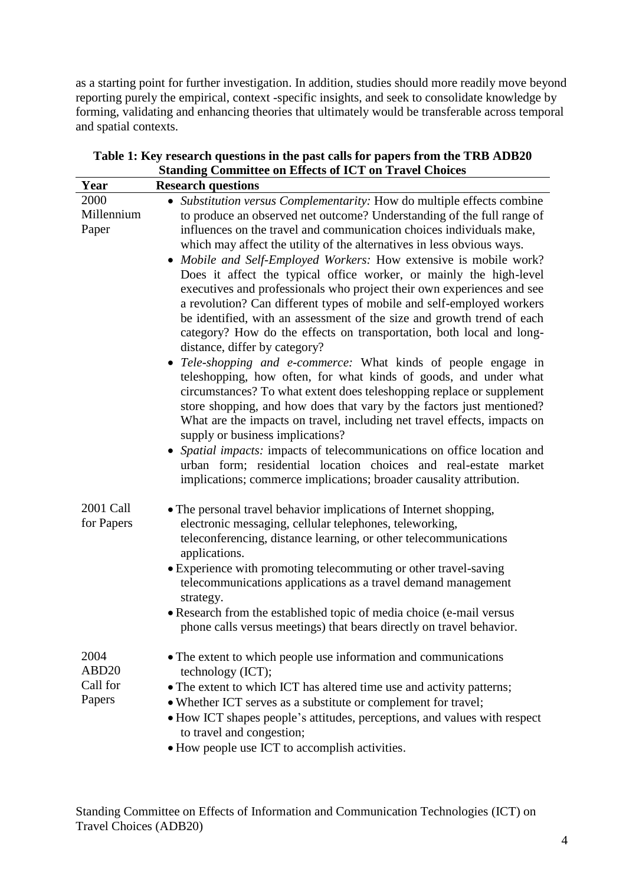as a starting point for further investigation. In addition, studies should more readily move beyond reporting purely the empirical, context -specific insights, and seek to consolidate knowledge by forming, validating and enhancing theories that ultimately would be transferable across temporal and spatial contexts.

**Table 1: Key research questions in the past calls for papers from the TRB ADB20 Standing Committee on Effects of ICT on Travel Choices**

| Year | Research questions |
|---|---|
| 2000 Millennium Paper | • *Substitution versus Complementarity:* How do multiple effects combine to produce an observed net outcome? Understanding of the full range of influences on the travel and communication choices individuals make, which may affect the utility of the alternatives in less obvious ways.<br>• *Mobile and Self-Employed Workers:* How extensive is mobile work? Does it affect the typical office worker, or mainly the high-level executives and professionals who project their own experiences and see a revolution? Can different types of mobile and self-employed workers be identified, with an assessment of the size and growth trend of each category? How do the effects on transportation, both local and long-distance, differ by category?<br>• *Tele-shopping and e-commerce:* What kinds of people engage in teleshopping, how often, for what kinds of goods, and under what circumstances? To what extent does teleshopping replace or supplement store shopping, and how does that vary by the factors just mentioned? What are the impacts on travel, including net travel effects, impacts on supply or business implications?<br>• *Spatial impacts:* impacts of telecommunications on office location and urban form; residential location choices and real-estate market implications; commerce implications; broader causality attribution. |
| 2001 Call for Papers | • The personal travel behavior implications of Internet shopping, electronic messaging, cellular telephones, teleworking, teleconferencing, distance learning, or other telecommunications applications.<br>• Experience with promoting telecommuting or other travel-saving telecommunications applications as a travel demand management strategy.<br>• Research from the established topic of media choice (e-mail versus phone calls versus meetings) that bears directly on travel behavior. |
| 2004 ABD20 Call for Papers | • The extent to which people use information and communications technology (ICT);<br>• The extent to which ICT has altered time use and activity patterns;<br>• Whether ICT serves as a substitute or complement for travel;<br>• How ICT shapes people's attitudes, perceptions, and values with respect to travel and congestion;<br>• How people use ICT to accomplish activities. |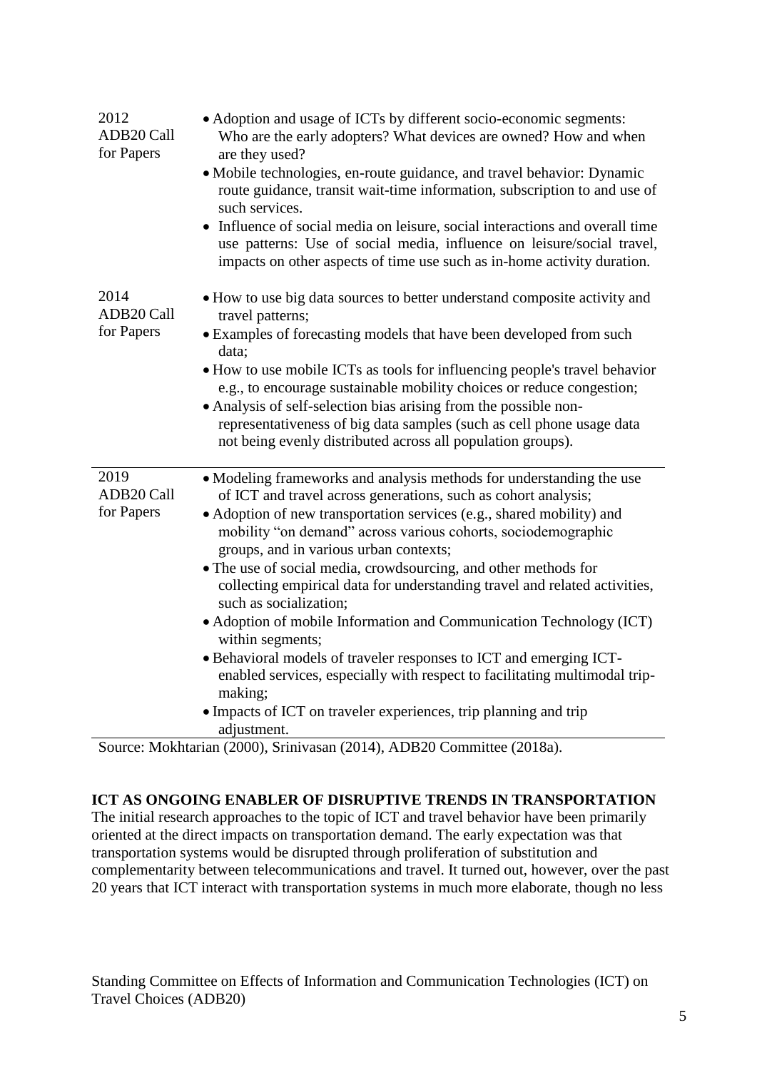| | |
|---|---|
| 2012 ADB20 Call for Papers | • Adoption and usage of ICTs by different socio-economic segments: Who are the early adopters? What devices are owned? How and when are they used?<br>• Mobile technologies, en-route guidance, and travel behavior: Dynamic route guidance, transit wait-time information, subscription to and use of such services.<br>• Influence of social media on leisure, social interactions and overall time use patterns: Use of social media, influence on leisure/social travel, impacts on other aspects of time use such as in-home activity duration. |
| 2014 ADB20 Call for Papers | • How to use big data sources to better understand composite activity and travel patterns;<br>• Examples of forecasting models that have been developed from such data;<br>• How to use mobile ICTs as tools for influencing people's travel behavior e.g., to encourage sustainable mobility choices or reduce congestion;<br>• Analysis of self-selection bias arising from the possible non-representativeness of big data samples (such as cell phone usage data not being evenly distributed across all population groups). |
| 2019 ADB20 Call for Papers | • Modeling frameworks and analysis methods for understanding the use of ICT and travel across generations, such as cohort analysis;<br>• Adoption of new transportation services (e.g., shared mobility) and mobility "on demand" across various cohorts, sociodemographic groups, and in various urban contexts;<br>• The use of social media, crowdsourcing, and other methods for collecting empirical data for understanding travel and related activities, such as socialization;<br>• Adoption of mobile Information and Communication Technology (ICT) within segments;<br>• Behavioral models of traveler responses to ICT and emerging ICT-enabled services, especially with respect to facilitating multimodal trip-making;<br>• Impacts of ICT on traveler experiences, trip planning and trip adjustment. |

Source: Mokhtarian (2000), Srinivasan (2014), ADB20 Committee (2018a).

## ICT AS ONGOING ENABLER OF DISRUPTIVE TRENDS IN TRANSPORTATION

The initial research approaches to the topic of ICT and travel behavior have been primarily oriented at the direct impacts on transportation demand. The early expectation was that transportation systems would be disrupted through proliferation of substitution and complementarity between telecommunications and travel. It turned out, however, over the past 20 years that ICT interact with transportation systems in much more elaborate, though no less

Standing Committee on Effects of Information and Communication Technologies (ICT) on Travel Choices (ADB20)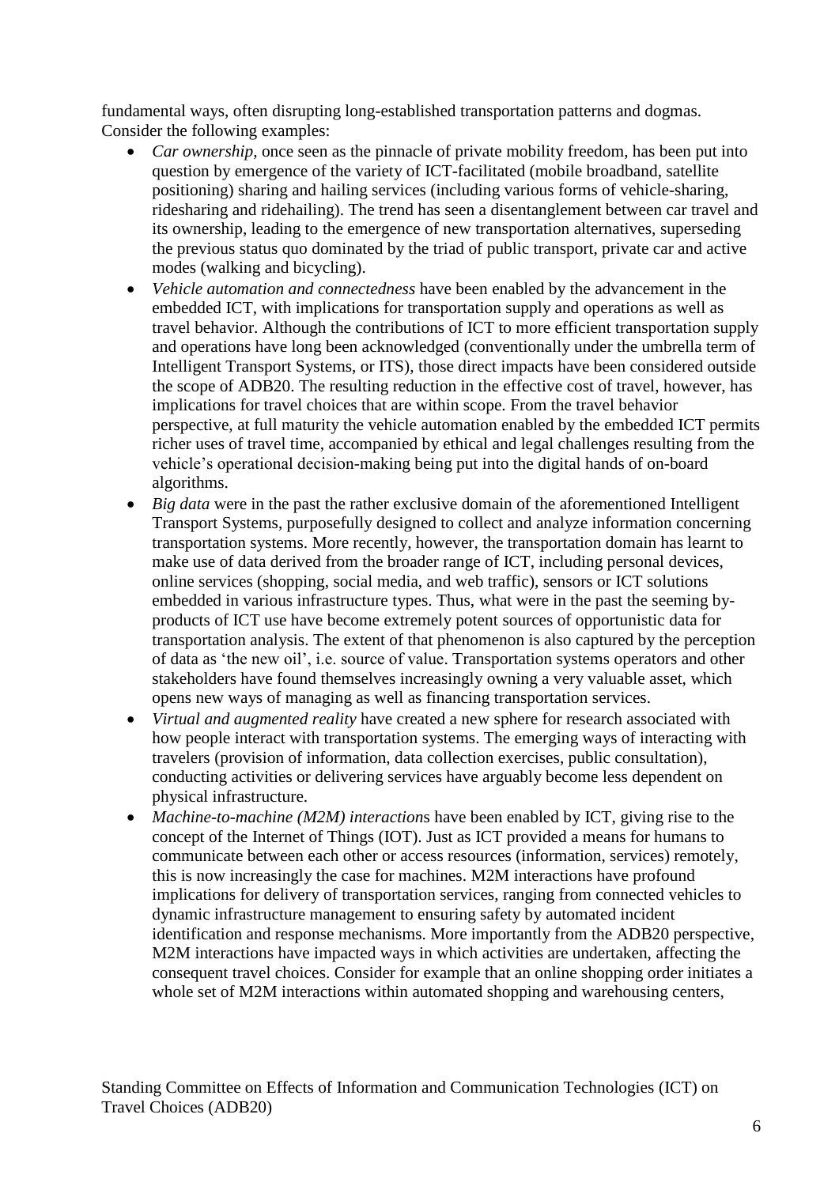fundamental ways, often disrupting long-established transportation patterns and dogmas. Consider the following examples:

- *Car ownership*, once seen as the pinnacle of private mobility freedom, has been put into question by emergence of the variety of ICT-facilitated (mobile broadband, satellite positioning) sharing and hailing services (including various forms of vehicle-sharing, ridesharing and ridehailing). The trend has seen a disentanglement between car travel and its ownership, leading to the emergence of new transportation alternatives, superseding the previous status quo dominated by the triad of public transport, private car and active modes (walking and bicycling).
- *Vehicle automation and connectedness* have been enabled by the advancement in the embedded ICT, with implications for transportation supply and operations as well as travel behavior. Although the contributions of ICT to more efficient transportation supply and operations have long been acknowledged (conventionally under the umbrella term of Intelligent Transport Systems, or ITS), those direct impacts have been considered outside the scope of ADB20. The resulting reduction in the effective cost of travel, however, has implications for travel choices that are within scope. From the travel behavior perspective, at full maturity the vehicle automation enabled by the embedded ICT permits richer uses of travel time, accompanied by ethical and legal challenges resulting from the vehicle's operational decision-making being put into the digital hands of on-board algorithms.
- *Big data* were in the past the rather exclusive domain of the aforementioned Intelligent Transport Systems, purposefully designed to collect and analyze information concerning transportation systems. More recently, however, the transportation domain has learnt to make use of data derived from the broader range of ICT, including personal devices, online services (shopping, social media, and web traffic), sensors or ICT solutions embedded in various infrastructure types. Thus, what were in the past the seeming by-products of ICT use have become extremely potent sources of opportunistic data for transportation analysis. The extent of that phenomenon is also captured by the perception of data as 'the new oil', i.e. source of value. Transportation systems operators and other stakeholders have found themselves increasingly owning a very valuable asset, which opens new ways of managing as well as financing transportation services.
- *Virtual and augmented reality* have created a new sphere for research associated with how people interact with transportation systems. The emerging ways of interacting with travelers (provision of information, data collection exercises, public consultation), conducting activities or delivering services have arguably become less dependent on physical infrastructure.
- *Machine-to-machine (M2M) interaction*s have been enabled by ICT, giving rise to the concept of the Internet of Things (IOT). Just as ICT provided a means for humans to communicate between each other or access resources (information, services) remotely, this is now increasingly the case for machines. M2M interactions have profound implications for delivery of transportation services, ranging from connected vehicles to dynamic infrastructure management to ensuring safety by automated incident identification and response mechanisms. More importantly from the ADB20 perspective, M2M interactions have impacted ways in which activities are undertaken, affecting the consequent travel choices. Consider for example that an online shopping order initiates a whole set of M2M interactions within automated shopping and warehousing centers,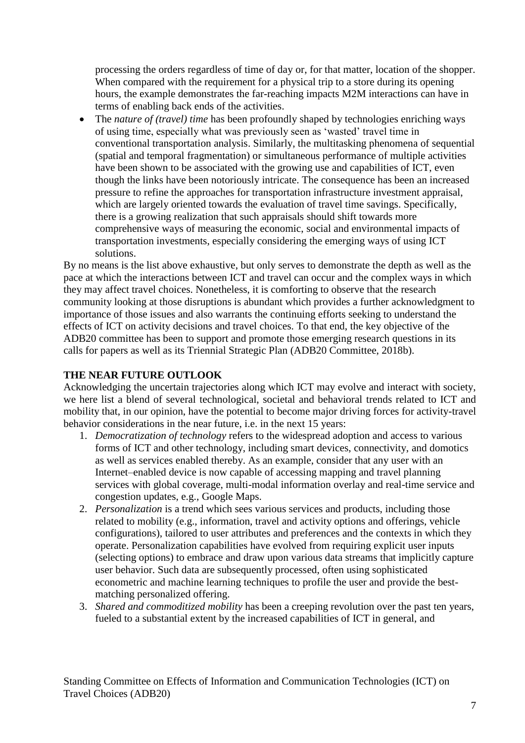processing the orders regardless of time of day or, for that matter, location of the shopper. When compared with the requirement for a physical trip to a store during its opening hours, the example demonstrates the far-reaching impacts M2M interactions can have in terms of enabling back ends of the activities.

- The *nature of (travel) time* has been profoundly shaped by technologies enriching ways of using time, especially what was previously seen as 'wasted' travel time in conventional transportation analysis. Similarly, the multitasking phenomena of sequential (spatial and temporal fragmentation) or simultaneous performance of multiple activities have been shown to be associated with the growing use and capabilities of ICT, even though the links have been notoriously intricate. The consequence has been an increased pressure to refine the approaches for transportation infrastructure investment appraisal, which are largely oriented towards the evaluation of travel time savings. Specifically, there is a growing realization that such appraisals should shift towards more comprehensive ways of measuring the economic, social and environmental impacts of transportation investments, especially considering the emerging ways of using ICT solutions.

By no means is the list above exhaustive, but only serves to demonstrate the depth as well as the pace at which the interactions between ICT and travel can occur and the complex ways in which they may affect travel choices. Nonetheless, it is comforting to observe that the research community looking at those disruptions is abundant which provides a further acknowledgment to importance of those issues and also warrants the continuing efforts seeking to understand the effects of ICT on activity decisions and travel choices. To that end, the key objective of the ADB20 committee has been to support and promote those emerging research questions in its calls for papers as well as its Triennial Strategic Plan (ADB20 Committee, 2018b).

## THE NEAR FUTURE OUTLOOK

Acknowledging the uncertain trajectories along which ICT may evolve and interact with society, we here list a blend of several technological, societal and behavioral trends related to ICT and mobility that, in our opinion, have the potential to become major driving forces for activity-travel behavior considerations in the near future, i.e. in the next 15 years:

1. *Democratization of technology* refers to the widespread adoption and access to various forms of ICT and other technology, including smart devices, connectivity, and domotics as well as services enabled thereby. As an example, consider that any user with an Internet–enabled device is now capable of accessing mapping and travel planning services with global coverage, multi-modal information overlay and real-time service and congestion updates, e.g., Google Maps.
2. *Personalization* is a trend which sees various services and products, including those related to mobility (e.g., information, travel and activity options and offerings, vehicle configurations), tailored to user attributes and preferences and the contexts in which they operate. Personalization capabilities have evolved from requiring explicit user inputs (selecting options) to embrace and draw upon various data streams that implicitly capture user behavior. Such data are subsequently processed, often using sophisticated econometric and machine learning techniques to profile the user and provide the best-matching personalized offering.
3. *Shared and commoditized mobility* has been a creeping revolution over the past ten years, fueled to a substantial extent by the increased capabilities of ICT in general, and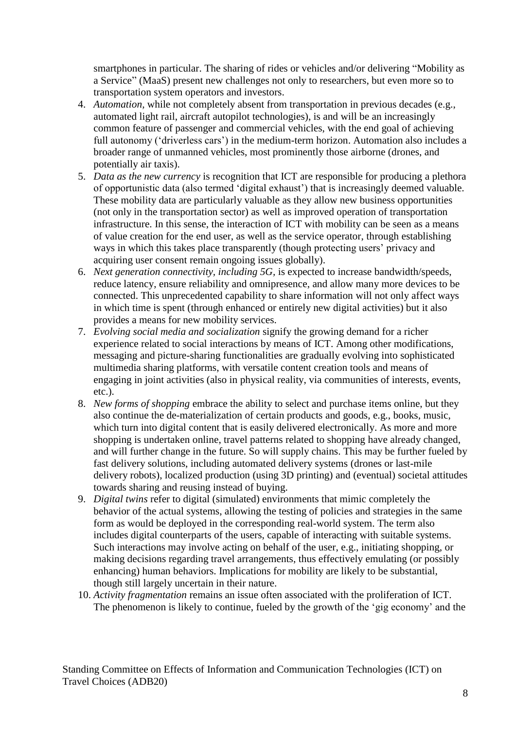smartphones in particular. The sharing of rides or vehicles and/or delivering "Mobility as a Service" (MaaS) present new challenges not only to researchers, but even more so to transportation system operators and investors.

4. *Automation*, while not completely absent from transportation in previous decades (e.g., automated light rail, aircraft autopilot technologies), is and will be an increasingly common feature of passenger and commercial vehicles, with the end goal of achieving full autonomy ('driverless cars') in the medium-term horizon. Automation also includes a broader range of unmanned vehicles, most prominently those airborne (drones, and potentially air taxis).
5. *Data as the new currency* is recognition that ICT are responsible for producing a plethora of opportunistic data (also termed 'digital exhaust') that is increasingly deemed valuable. These mobility data are particularly valuable as they allow new business opportunities (not only in the transportation sector) as well as improved operation of transportation infrastructure. In this sense, the interaction of ICT with mobility can be seen as a means of value creation for the end user, as well as the service operator, through establishing ways in which this takes place transparently (though protecting users' privacy and acquiring user consent remain ongoing issues globally).
6. *Next generation connectivity, including 5G*, is expected to increase bandwidth/speeds, reduce latency, ensure reliability and omnipresence, and allow many more devices to be connected. This unprecedented capability to share information will not only affect ways in which time is spent (through enhanced or entirely new digital activities) but it also provides a means for new mobility services.
7. *Evolving social media and socialization* signify the growing demand for a richer experience related to social interactions by means of ICT. Among other modifications, messaging and picture-sharing functionalities are gradually evolving into sophisticated multimedia sharing platforms, with versatile content creation tools and means of engaging in joint activities (also in physical reality, via communities of interests, events, etc.).
8. *New forms of shopping* embrace the ability to select and purchase items online, but they also continue the de-materialization of certain products and goods, e.g., books, music, which turn into digital content that is easily delivered electronically. As more and more shopping is undertaken online, travel patterns related to shopping have already changed, and will further change in the future. So will supply chains. This may be further fueled by fast delivery solutions, including automated delivery systems (drones or last-mile delivery robots), localized production (using 3D printing) and (eventual) societal attitudes towards sharing and reusing instead of buying.
9. *Digital twins* refer to digital (simulated) environments that mimic completely the behavior of the actual systems, allowing the testing of policies and strategies in the same form as would be deployed in the corresponding real-world system. The term also includes digital counterparts of the users, capable of interacting with suitable systems. Such interactions may involve acting on behalf of the user, e.g., initiating shopping, or making decisions regarding travel arrangements, thus effectively emulating (or possibly enhancing) human behaviors. Implications for mobility are likely to be substantial, though still largely uncertain in their nature.
10. *Activity fragmentation* remains an issue often associated with the proliferation of ICT. The phenomenon is likely to continue, fueled by the growth of the 'gig economy' and the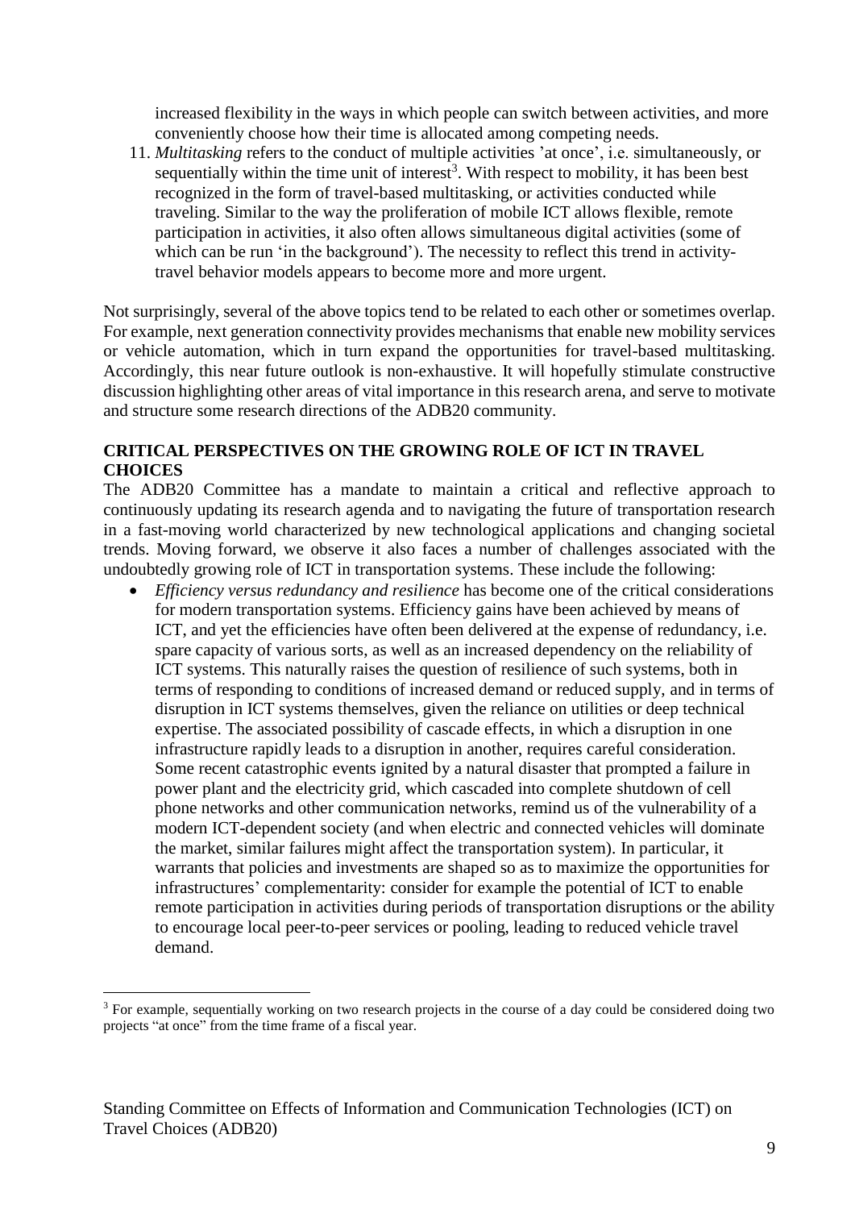increased flexibility in the ways in which people can switch between activities, and more conveniently choose how their time is allocated among competing needs.

11. *Multitasking* refers to the conduct of multiple activities 'at once', i.e. simultaneously, or sequentially within the time unit of interest[3]. With respect to mobility, it has been best recognized in the form of travel-based multitasking, or activities conducted while traveling. Similar to the way the proliferation of mobile ICT allows flexible, remote participation in activities, it also often allows simultaneous digital activities (some of which can be run 'in the background'). The necessity to reflect this trend in activity-travel behavior models appears to become more and more urgent.

Not surprisingly, several of the above topics tend to be related to each other or sometimes overlap. For example, next generation connectivity provides mechanisms that enable new mobility services or vehicle automation, which in turn expand the opportunities for travel-based multitasking. Accordingly, this near future outlook is non-exhaustive. It will hopefully stimulate constructive discussion highlighting other areas of vital importance in this research arena, and serve to motivate and structure some research directions of the ADB20 community.

## CRITICAL PERSPECTIVES ON THE GROWING ROLE OF ICT IN TRAVEL CHOICES

The ADB20 Committee has a mandate to maintain a critical and reflective approach to continuously updating its research agenda and to navigating the future of transportation research in a fast-moving world characterized by new technological applications and changing societal trends. Moving forward, we observe it also faces a number of challenges associated with the undoubtedly growing role of ICT in transportation systems. These include the following:

- *Efficiency versus redundancy and resilience* has become one of the critical considerations for modern transportation systems. Efficiency gains have been achieved by means of ICT, and yet the efficiencies have often been delivered at the expense of redundancy, i.e. spare capacity of various sorts, as well as an increased dependency on the reliability of ICT systems. This naturally raises the question of resilience of such systems, both in terms of responding to conditions of increased demand or reduced supply, and in terms of disruption in ICT systems themselves, given the reliance on utilities or deep technical expertise. The associated possibility of cascade effects, in which a disruption in one infrastructure rapidly leads to a disruption in another, requires careful consideration. Some recent catastrophic events ignited by a natural disaster that prompted a failure in power plant and the electricity grid, which cascaded into complete shutdown of cell phone networks and other communication networks, remind us of the vulnerability of a modern ICT-dependent society (and when electric and connected vehicles will dominate the market, similar failures might affect the transportation system). In particular, it warrants that policies and investments are shaped so as to maximize the opportunities for infrastructures' complementarity: consider for example the potential of ICT to enable remote participation in activities during periods of transportation disruptions or the ability to encourage local peer-to-peer services or pooling, leading to reduced vehicle travel demand.

---

[3] For example, sequentially working on two research projects in the course of a day could be considered doing two projects "at once" from the time frame of a fiscal year.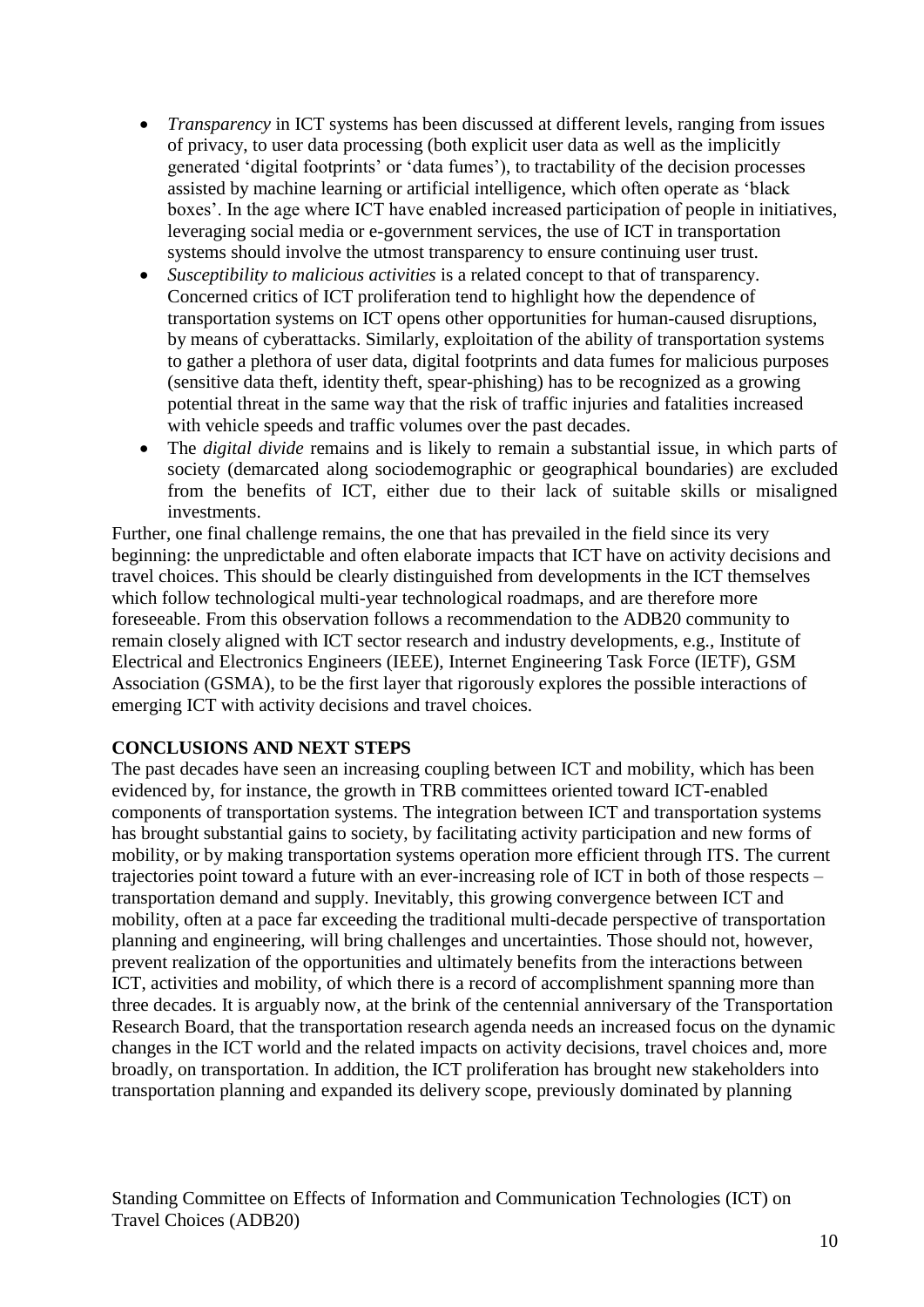- *Transparency* in ICT systems has been discussed at different levels, ranging from issues of privacy, to user data processing (both explicit user data as well as the implicitly generated 'digital footprints' or 'data fumes'), to tractability of the decision processes assisted by machine learning or artificial intelligence, which often operate as 'black boxes'. In the age where ICT have enabled increased participation of people in initiatives, leveraging social media or e-government services, the use of ICT in transportation systems should involve the utmost transparency to ensure continuing user trust.
- *Susceptibility to malicious activities* is a related concept to that of transparency. Concerned critics of ICT proliferation tend to highlight how the dependence of transportation systems on ICT opens other opportunities for human-caused disruptions, by means of cyberattacks. Similarly, exploitation of the ability of transportation systems to gather a plethora of user data, digital footprints and data fumes for malicious purposes (sensitive data theft, identity theft, spear-phishing) has to be recognized as a growing potential threat in the same way that the risk of traffic injuries and fatalities increased with vehicle speeds and traffic volumes over the past decades.
- The *digital divide* remains and is likely to remain a substantial issue, in which parts of society (demarcated along sociodemographic or geographical boundaries) are excluded from the benefits of ICT, either due to their lack of suitable skills or misaligned investments.

Further, one final challenge remains, the one that has prevailed in the field since its very beginning: the unpredictable and often elaborate impacts that ICT have on activity decisions and travel choices. This should be clearly distinguished from developments in the ICT themselves which follow technological multi-year technological roadmaps, and are therefore more foreseeable. From this observation follows a recommendation to the ADB20 community to remain closely aligned with ICT sector research and industry developments, e.g., Institute of Electrical and Electronics Engineers (IEEE), Internet Engineering Task Force (IETF), GSM Association (GSMA), to be the first layer that rigorously explores the possible interactions of emerging ICT with activity decisions and travel choices.

## CONCLUSIONS AND NEXT STEPS

The past decades have seen an increasing coupling between ICT and mobility, which has been evidenced by, for instance, the growth in TRB committees oriented toward ICT-enabled components of transportation systems. The integration between ICT and transportation systems has brought substantial gains to society, by facilitating activity participation and new forms of mobility, or by making transportation systems operation more efficient through ITS. The current trajectories point toward a future with an ever-increasing role of ICT in both of those respects – transportation demand and supply. Inevitably, this growing convergence between ICT and mobility, often at a pace far exceeding the traditional multi-decade perspective of transportation planning and engineering, will bring challenges and uncertainties. Those should not, however, prevent realization of the opportunities and ultimately benefits from the interactions between ICT, activities and mobility, of which there is a record of accomplishment spanning more than three decades. It is arguably now, at the brink of the centennial anniversary of the Transportation Research Board, that the transportation research agenda needs an increased focus on the dynamic changes in the ICT world and the related impacts on activity decisions, travel choices and, more broadly, on transportation. In addition, the ICT proliferation has brought new stakeholders into transportation planning and expanded its delivery scope, previously dominated by planning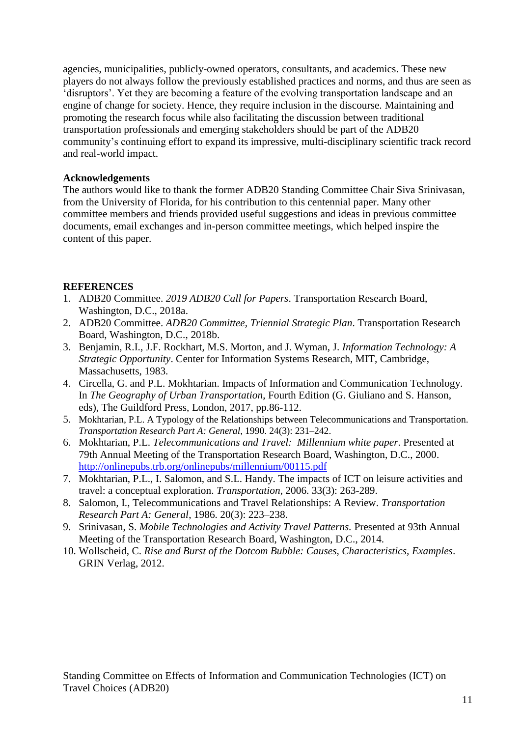agencies, municipalities, publicly-owned operators, consultants, and academics. These new players do not always follow the previously established practices and norms, and thus are seen as 'disruptors'. Yet they are becoming a feature of the evolving transportation landscape and an engine of change for society. Hence, they require inclusion in the discourse. Maintaining and promoting the research focus while also facilitating the discussion between traditional transportation professionals and emerging stakeholders should be part of the ADB20 community's continuing effort to expand its impressive, multi-disciplinary scientific track record and real-world impact.

**Acknowledgements**

The authors would like to thank the former ADB20 Standing Committee Chair Siva Srinivasan, from the University of Florida, for his contribution to this centennial paper. Many other committee members and friends provided useful suggestions and ideas in previous committee documents, email exchanges and in-person committee meetings, which helped inspire the content of this paper.

**REFERENCES**

1. ADB20 Committee. *2019 ADB20 Call for Papers*. Transportation Research Board, Washington, D.C., 2018a.
2. ADB20 Committee. *ADB20 Committee, Triennial Strategic Plan*. Transportation Research Board, Washington, D.C., 2018b.
3. Benjamin, R.I., J.F. Rockhart, M.S. Morton, and J. Wyman, J. *Information Technology: A Strategic Opportunity*. Center for Information Systems Research, MIT, Cambridge, Massachusetts, 1983.
4. Circella, G. and P.L. Mokhtarian. Impacts of Information and Communication Technology. In *The Geography of Urban Transportation*, Fourth Edition (G. Giuliano and S. Hanson, eds), The Guildford Press, London, 2017, pp.86-112.
5. Mokhtarian, P.L. A Typology of the Relationships between Telecommunications and Transportation. *Transportation Research Part A: General*, 1990. 24(3): 231–242.
6. Mokhtarian, P.L. *Telecommunications and Travel: Millennium white paper*. Presented at 79th Annual Meeting of the Transportation Research Board, Washington, D.C., 2000. http://onlinepubs.trb.org/onlinepubs/millennium/00115.pdf
7. Mokhtarian, P.L., I. Salomon, and S.L. Handy. The impacts of ICT on leisure activities and travel: a conceptual exploration. *Transportation*, 2006. 33(3): 263-289.
8. Salomon, I., Telecommunications and Travel Relationships: A Review. *Transportation Research Part A: General*, 1986. 20(3): 223–238.
9. Srinivasan, S. *Mobile Technologies and Activity Travel Patterns.* Presented at 93th Annual Meeting of the Transportation Research Board, Washington, D.C., 2014.
10. Wollscheid, C. *Rise and Burst of the Dotcom Bubble: Causes, Characteristics, Examples*. GRIN Verlag, 2012.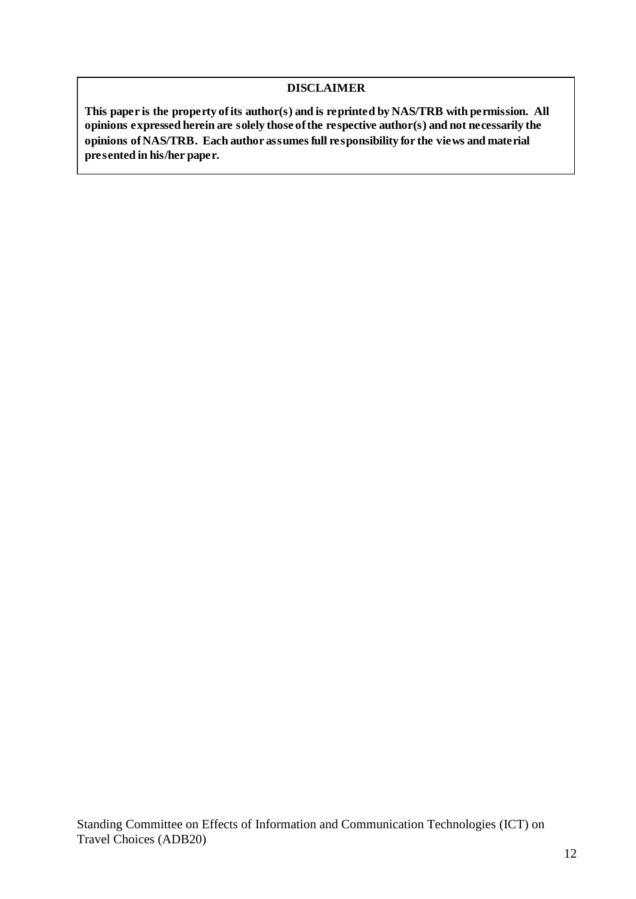**DISCLAIMER**

**This paper is the property of its author(s) and is reprinted by NAS/TRB with permission. All opinions expressed herein are solely those of the respective author(s) and not necessarily the opinions of NAS/TRB. Each author assumes full responsibility for the views and material presented in his/her paper.**